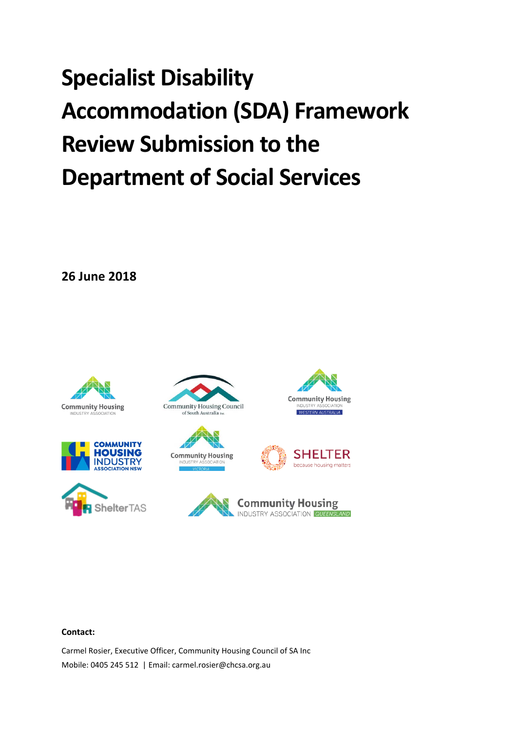# Specialist Disability Accommodation (SDA) Framework Review Submission to the Department of Social Services

**26 June 2018**

**Contact:**

Carmel Rosier, Executive Officer, Community Housing Council of SA Inc
Mobile: 0405 245 512 | Email: carmel.rosier@chcsa.org.au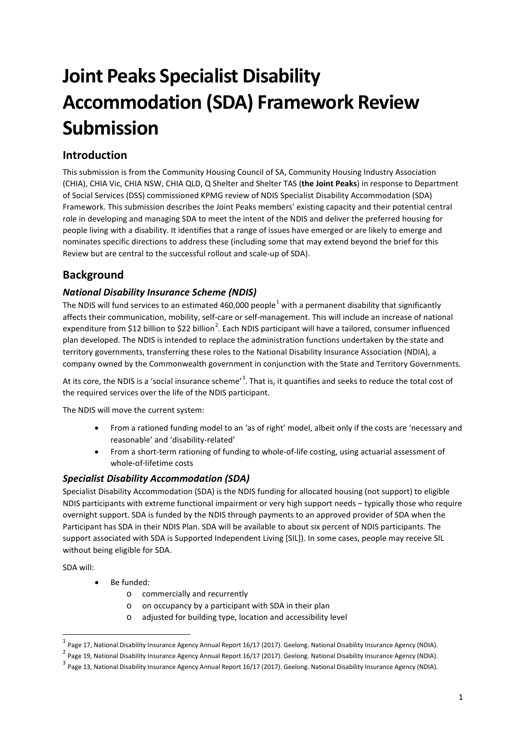# Joint Peaks Specialist Disability Accommodation (SDA) Framework Review Submission

## Introduction

This submission is from the Community Housing Council of SA, Community Housing Industry Association (CHIA), CHIA Vic, CHIA NSW, CHIA QLD, Q Shelter and Shelter TAS (**the Joint Peaks**) in response to Department of Social Services (DSS) commissioned KPMG review of NDIS Specialist Disability Accommodation (SDA) Framework. This submission describes the Joint Peaks members' existing capacity and their potential central role in developing and managing SDA to meet the intent of the NDIS and deliver the preferred housing for people living with a disability. It identifies that a range of issues have emerged or are likely to emerge and nominates specific directions to address these (including some that may extend beyond the brief for this Review but are central to the successful rollout and scale-up of SDA).

## Background

### *National Disability Insurance Scheme (NDIS)*

The NDIS will fund services to an estimated 460,000 people[1] with a permanent disability that significantly affects their communication, mobility, self-care or self-management. This will include an increase of national expenditure from $12 billion to $22 billion[2]. Each NDIS participant will have a tailored, consumer influenced plan developed. The NDIS is intended to replace the administration functions undertaken by the state and territory governments, transferring these roles to the National Disability Insurance Association (NDIA), a company owned by the Commonwealth government in conjunction with the State and Territory Governments.

At its core, the NDIS is a 'social insurance scheme'[3]. That is, it quantifies and seeks to reduce the total cost of the required services over the life of the NDIS participant.

The NDIS will move the current system:

- From a rationed funding model to an 'as of right' model, albeit only if the costs are 'necessary and reasonable' and 'disability-related'
- From a short-term rationing of funding to whole-of-life costing, using actuarial assessment of whole-of-lifetime costs

### *Specialist Disability Accommodation (SDA)*

Specialist Disability Accommodation (SDA) is the NDIS funding for allocated housing (not support) to eligible NDIS participants with extreme functional impairment or very high support needs – typically those who require overnight support. SDA is funded by the NDIS through payments to an approved provider of SDA when the Participant has SDA in their NDIS Plan. SDA will be available to about six percent of NDIS participants. The support associated with SDA is Supported Independent Living [SIL]). In some cases, people may receive SIL without being eligible for SDA.

SDA will:

- Be funded:
  - commercially and recurrently
  - on occupancy by a participant with SDA in their plan
  - adjusted for building type, location and accessibility level

---

[1] Page 17, National Disability Insurance Agency Annual Report 16/17 (2017). Geelong. National Disability Insurance Agency (NDIA).

[2] Page 19, National Disability Insurance Agency Annual Report 16/17 (2017). Geelong. National Disability Insurance Agency (NDIA).

[3] Page 13, National Disability Insurance Agency Annual Report 16/17 (2017). Geelong. National Disability Insurance Agency (NDIA).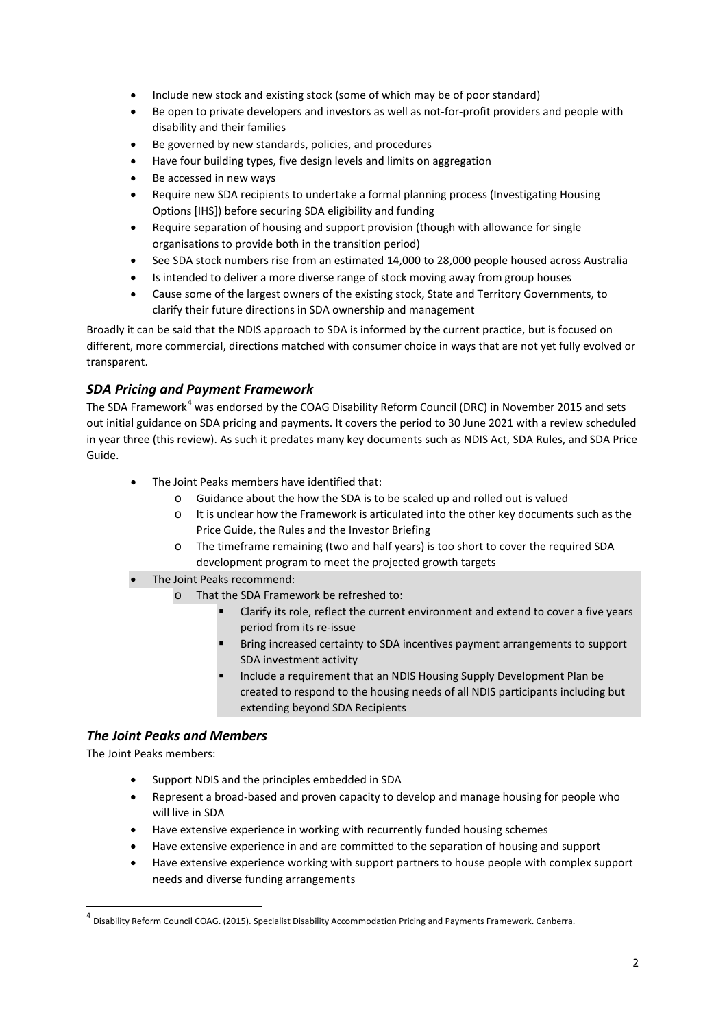- Include new stock and existing stock (some of which may be of poor standard)
- Be open to private developers and investors as well as not-for-profit providers and people with disability and their families
- Be governed by new standards, policies, and procedures
- Have four building types, five design levels and limits on aggregation
- Be accessed in new ways
- Require new SDA recipients to undertake a formal planning process (Investigating Housing Options [IHS]) before securing SDA eligibility and funding
- Require separation of housing and support provision (though with allowance for single organisations to provide both in the transition period)
- See SDA stock numbers rise from an estimated 14,000 to 28,000 people housed across Australia
- Is intended to deliver a more diverse range of stock moving away from group houses
- Cause some of the largest owners of the existing stock, State and Territory Governments, to clarify their future directions in SDA ownership and management

Broadly it can be said that the NDIS approach to SDA is informed by the current practice, but is focused on different, more commercial, directions matched with consumer choice in ways that are not yet fully evolved or transparent.

### *SDA Pricing and Payment Framework*

The SDA Framework[4] was endorsed by the COAG Disability Reform Council (DRC) in November 2015 and sets out initial guidance on SDA pricing and payments. It covers the period to 30 June 2021 with a review scheduled in year three (this review). As such it predates many key documents such as NDIS Act, SDA Rules, and SDA Price Guide.

- The Joint Peaks members have identified that:
  - Guidance about the how the SDA is to be scaled up and rolled out is valued
  - It is unclear how the Framework is articulated into the other key documents such as the Price Guide, the Rules and the Investor Briefing
  - The timeframe remaining (two and half years) is too short to cover the required SDA development program to meet the projected growth targets
- The Joint Peaks recommend:
  - That the SDA Framework be refreshed to:
    - Clarify its role, reflect the current environment and extend to cover a five years period from its re-issue
    - Bring increased certainty to SDA incentives payment arrangements to support SDA investment activity
    - Include a requirement that an NDIS Housing Supply Development Plan be created to respond to the housing needs of all NDIS participants including but extending beyond SDA Recipients

### *The Joint Peaks and Members*

The Joint Peaks members:

- Support NDIS and the principles embedded in SDA
- Represent a broad-based and proven capacity to develop and manage housing for people who will live in SDA
- Have extensive experience in working with recurrently funded housing schemes
- Have extensive experience in and are committed to the separation of housing and support
- Have extensive experience working with support partners to house people with complex support needs and diverse funding arrangements

[4] Disability Reform Council COAG. (2015). Specialist Disability Accommodation Pricing and Payments Framework. Canberra.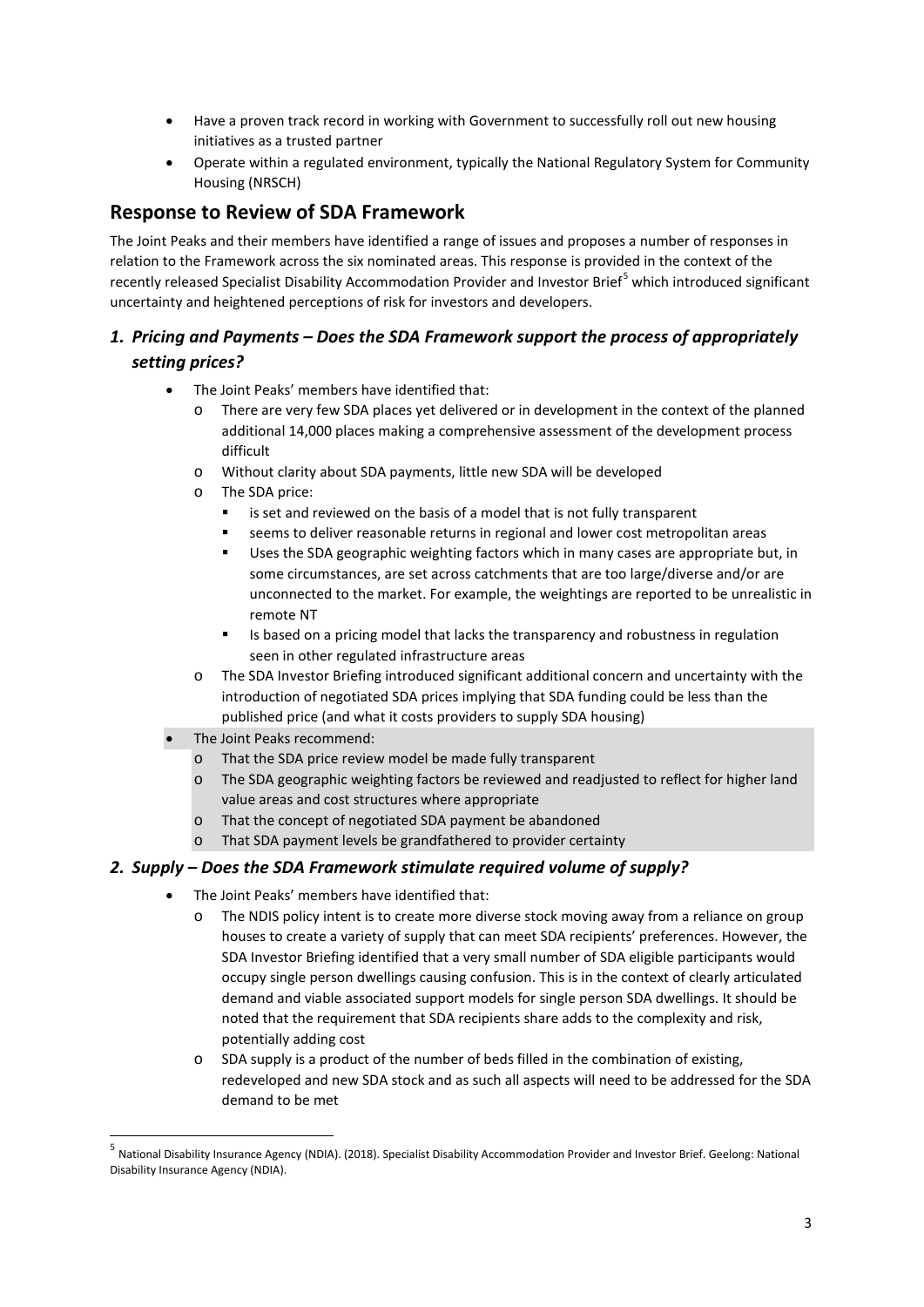- Have a proven track record in working with Government to successfully roll out new housing initiatives as a trusted partner
- Operate within a regulated environment, typically the National Regulatory System for Community Housing (NRSCH)

## Response to Review of SDA Framework

The Joint Peaks and their members have identified a range of issues and proposes a number of responses in relation to the Framework across the six nominated areas. This response is provided in the context of the recently released Specialist Disability Accommodation Provider and Investor Brief[5] which introduced significant uncertainty and heightened perceptions of risk for investors and developers.

### *1. Pricing and Payments – Does the SDA Framework support the process of appropriately setting prices?*

- The Joint Peaks' members have identified that:
  - There are very few SDA places yet delivered or in development in the context of the planned additional 14,000 places making a comprehensive assessment of the development process difficult
  - Without clarity about SDA payments, little new SDA will be developed
  - The SDA price:
    - is set and reviewed on the basis of a model that is not fully transparent
    - seems to deliver reasonable returns in regional and lower cost metropolitan areas
    - Uses the SDA geographic weighting factors which in many cases are appropriate but, in some circumstances, are set across catchments that are too large/diverse and/or are unconnected to the market. For example, the weightings are reported to be unrealistic in remote NT
    - Is based on a pricing model that lacks the transparency and robustness in regulation seen in other regulated infrastructure areas
  - The SDA Investor Briefing introduced significant additional concern and uncertainty with the introduction of negotiated SDA prices implying that SDA funding could be less than the published price (and what it costs providers to supply SDA housing)
- The Joint Peaks recommend:
  - That the SDA price review model be made fully transparent
  - The SDA geographic weighting factors be reviewed and readjusted to reflect for higher land value areas and cost structures where appropriate
  - That the concept of negotiated SDA payment be abandoned
  - That SDA payment levels be grandfathered to provider certainty

### *2. Supply – Does the SDA Framework stimulate required volume of supply?*

- The Joint Peaks' members have identified that:
  - The NDIS policy intent is to create more diverse stock moving away from a reliance on group houses to create a variety of supply that can meet SDA recipients' preferences. However, the SDA Investor Briefing identified that a very small number of SDA eligible participants would occupy single person dwellings causing confusion. This is in the context of clearly articulated demand and viable associated support models for single person SDA dwellings. It should be noted that the requirement that SDA recipients share adds to the complexity and risk, potentially adding cost
  - SDA supply is a product of the number of beds filled in the combination of existing, redeveloped and new SDA stock and as such all aspects will need to be addressed for the SDA demand to be met

[5] National Disability Insurance Agency (NDIA). (2018). Specialist Disability Accommodation Provider and Investor Brief. Geelong: National Disability Insurance Agency (NDIA).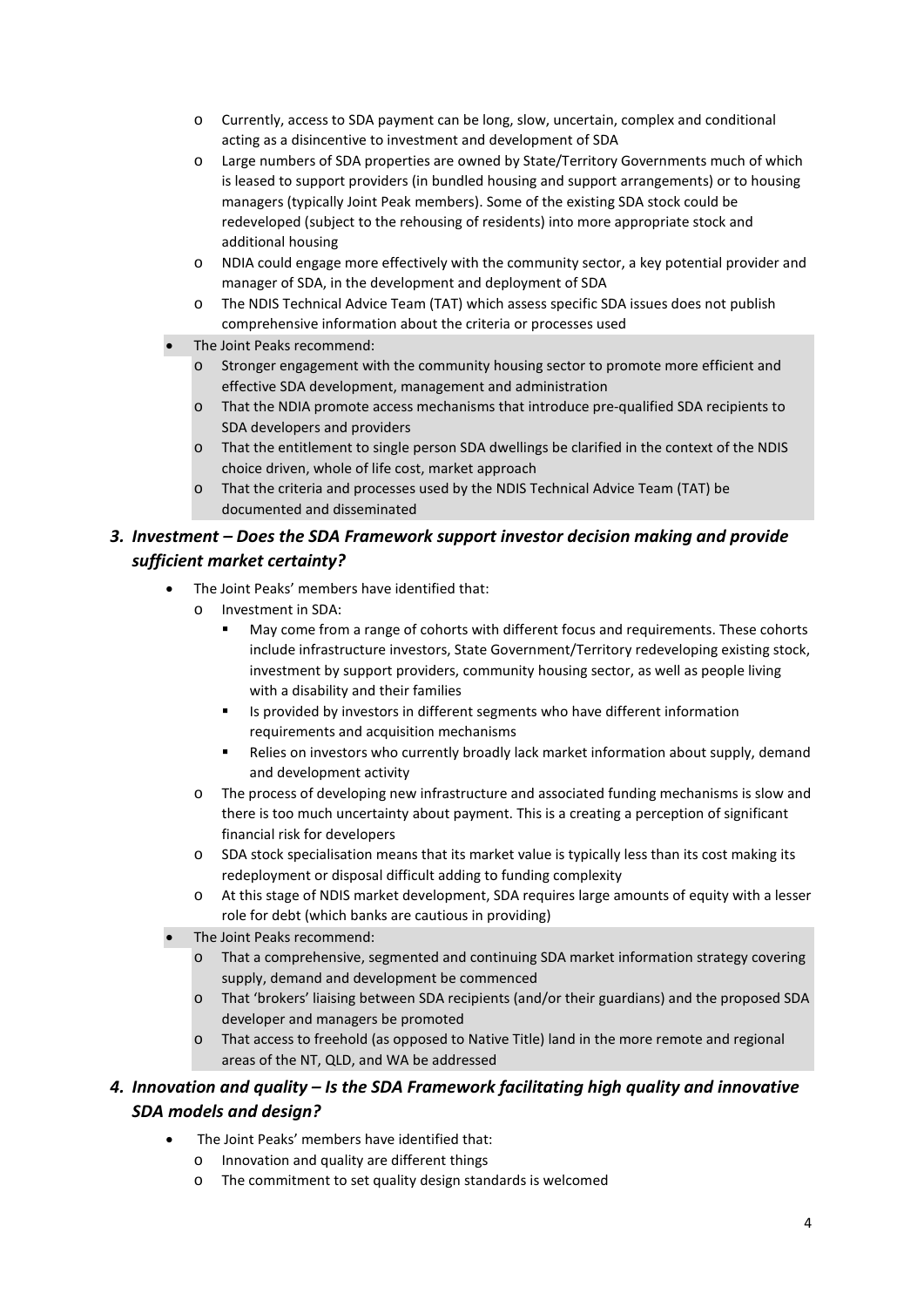- Currently, access to SDA payment can be long, slow, uncertain, complex and conditional acting as a disincentive to investment and development of SDA
    - Large numbers of SDA properties are owned by State/Territory Governments much of which is leased to support providers (in bundled housing and support arrangements) or to housing managers (typically Joint Peak members). Some of the existing SDA stock could be redeveloped (subject to the rehousing of residents) into more appropriate stock and additional housing
    - NDIA could engage more effectively with the community sector, a key potential provider and manager of SDA, in the development and deployment of SDA
    - The NDIS Technical Advice Team (TAT) which assess specific SDA issues does not publish comprehensive information about the criteria or processes used
- The Joint Peaks recommend:
    - Stronger engagement with the community housing sector to promote more efficient and effective SDA development, management and administration
    - That the NDIA promote access mechanisms that introduce pre-qualified SDA recipients to SDA developers and providers
    - That the entitlement to single person SDA dwellings be clarified in the context of the NDIS choice driven, whole of life cost, market approach
    - That the criteria and processes used by the NDIS Technical Advice Team (TAT) be documented and disseminated

### *3. Investment – Does the SDA Framework support investor decision making and provide sufficient market certainty?*

- The Joint Peaks' members have identified that:
    - Investment in SDA:
        - May come from a range of cohorts with different focus and requirements. These cohorts include infrastructure investors, State Government/Territory redeveloping existing stock, investment by support providers, community housing sector, as well as people living with a disability and their families
        - Is provided by investors in different segments who have different information requirements and acquisition mechanisms
        - Relies on investors who currently broadly lack market information about supply, demand and development activity
    - The process of developing new infrastructure and associated funding mechanisms is slow and there is too much uncertainty about payment. This is a creating a perception of significant financial risk for developers
    - SDA stock specialisation means that its market value is typically less than its cost making its redeployment or disposal difficult adding to funding complexity
    - At this stage of NDIS market development, SDA requires large amounts of equity with a lesser role for debt (which banks are cautious in providing)
- The Joint Peaks recommend:
    - That a comprehensive, segmented and continuing SDA market information strategy covering supply, demand and development be commenced
    - That 'brokers' liaising between SDA recipients (and/or their guardians) and the proposed SDA developer and managers be promoted
    - That access to freehold (as opposed to Native Title) land in the more remote and regional areas of the NT, QLD, and WA be addressed

### *4. Innovation and quality – Is the SDA Framework facilitating high quality and innovative SDA models and design?*

- The Joint Peaks' members have identified that:
    - Innovation and quality are different things
    - The commitment to set quality design standards is welcomed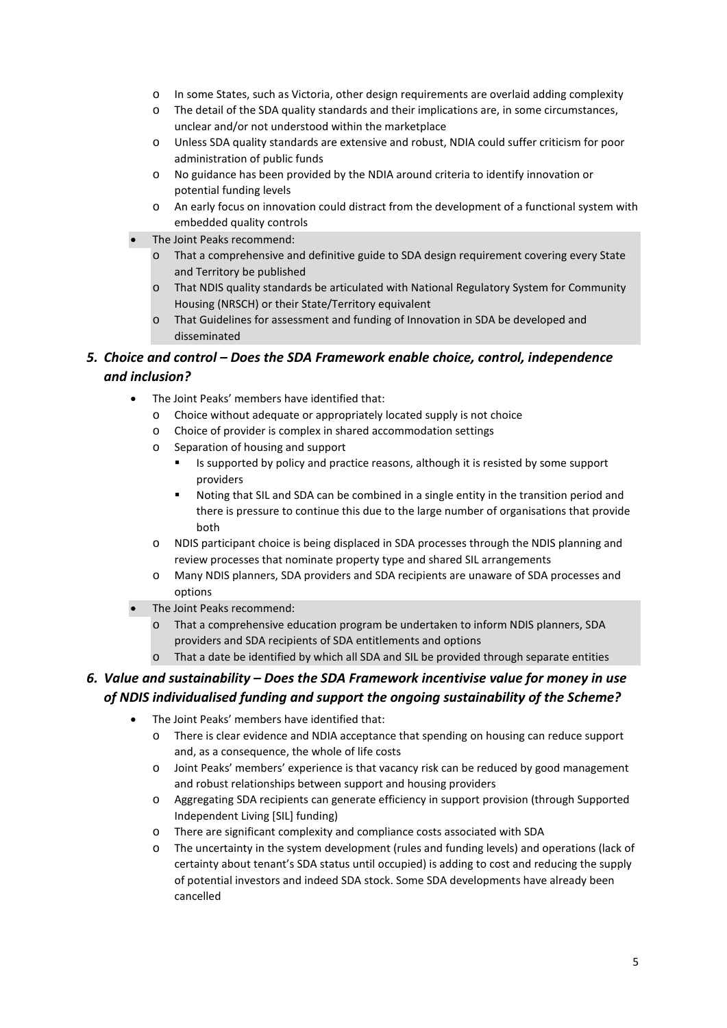- In some States, such as Victoria, other design requirements are overlaid adding complexity
- The detail of the SDA quality standards and their implications are, in some circumstances, unclear and/or not understood within the marketplace
- Unless SDA quality standards are extensive and robust, NDIA could suffer criticism for poor administration of public funds
- No guidance has been provided by the NDIA around criteria to identify innovation or potential funding levels
- An early focus on innovation could distract from the development of a functional system with embedded quality controls

- The Joint Peaks recommend:
  - That a comprehensive and definitive guide to SDA design requirement covering every State and Territory be published
  - That NDIS quality standards be articulated with National Regulatory System for Community Housing (NRSCH) or their State/Territory equivalent
  - That Guidelines for assessment and funding of Innovation in SDA be developed and disseminated

### *5. Choice and control – Does the SDA Framework enable choice, control, independence and inclusion?*

- The Joint Peaks' members have identified that:
  - Choice without adequate or appropriately located supply is not choice
  - Choice of provider is complex in shared accommodation settings
  - Separation of housing and support
    - Is supported by policy and practice reasons, although it is resisted by some support providers
    - Noting that SIL and SDA can be combined in a single entity in the transition period and there is pressure to continue this due to the large number of organisations that provide both
  - NDIS participant choice is being displaced in SDA processes through the NDIS planning and review processes that nominate property type and shared SIL arrangements
  - Many NDIS planners, SDA providers and SDA recipients are unaware of SDA processes and options
- The Joint Peaks recommend:
  - That a comprehensive education program be undertaken to inform NDIS planners, SDA providers and SDA recipients of SDA entitlements and options
  - That a date be identified by which all SDA and SIL be provided through separate entities

### *6. Value and sustainability – Does the SDA Framework incentivise value for money in use of NDIS individualised funding and support the ongoing sustainability of the Scheme?*

- The Joint Peaks' members have identified that:
  - There is clear evidence and NDIA acceptance that spending on housing can reduce support and, as a consequence, the whole of life costs
  - Joint Peaks' members' experience is that vacancy risk can be reduced by good management and robust relationships between support and housing providers
  - Aggregating SDA recipients can generate efficiency in support provision (through Supported Independent Living [SIL] funding)
  - There are significant complexity and compliance costs associated with SDA
  - The uncertainty in the system development (rules and funding levels) and operations (lack of certainty about tenant's SDA status until occupied) is adding to cost and reducing the supply of potential investors and indeed SDA stock. Some SDA developments have already been cancelled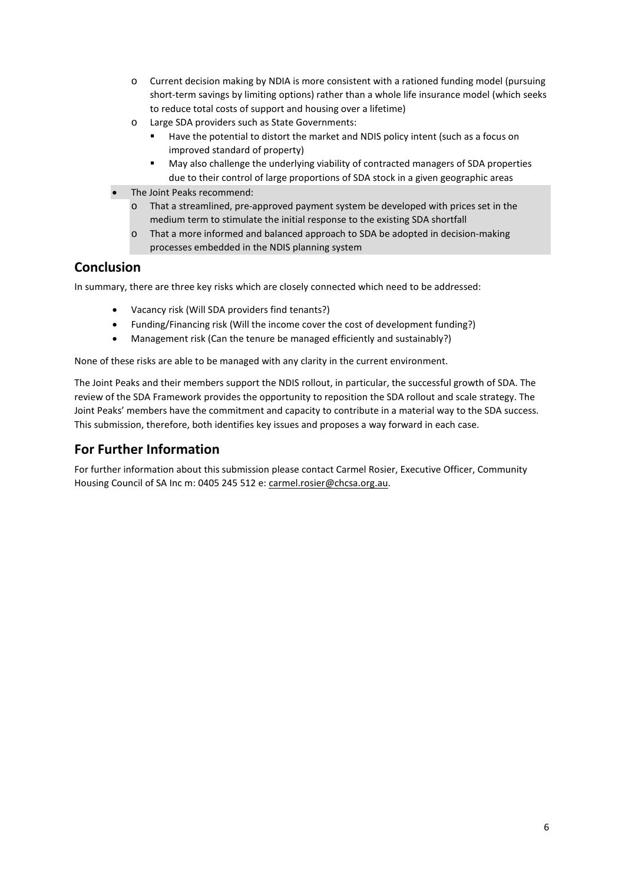- Current decision making by NDIA is more consistent with a rationed funding model (pursuing short-term savings by limiting options) rather than a whole life insurance model (which seeks to reduce total costs of support and housing over a lifetime)
  - Large SDA providers such as State Governments:
    - Have the potential to distort the market and NDIS policy intent (such as a focus on improved standard of property)
    - May also challenge the underlying viability of contracted managers of SDA properties due to their control of large proportions of SDA stock in a given geographic areas
- The Joint Peaks recommend:
  - That a streamlined, pre-approved payment system be developed with prices set in the medium term to stimulate the initial response to the existing SDA shortfall
  - That a more informed and balanced approach to SDA be adopted in decision-making processes embedded in the NDIS planning system

## Conclusion

In summary, there are three key risks which are closely connected which need to be addressed:

- Vacancy risk (Will SDA providers find tenants?)
- Funding/Financing risk (Will the income cover the cost of development funding?)
- Management risk (Can the tenure be managed efficiently and sustainably?)

None of these risks are able to be managed with any clarity in the current environment.

The Joint Peaks and their members support the NDIS rollout, in particular, the successful growth of SDA. The review of the SDA Framework provides the opportunity to reposition the SDA rollout and scale strategy. The Joint Peaks' members have the commitment and capacity to contribute in a material way to the SDA success. This submission, therefore, both identifies key issues and proposes a way forward in each case.

## For Further Information

For further information about this submission please contact Carmel Rosier, Executive Officer, Community Housing Council of SA Inc m: 0405 245 512 e: carmel.rosier@chcsa.org.au.